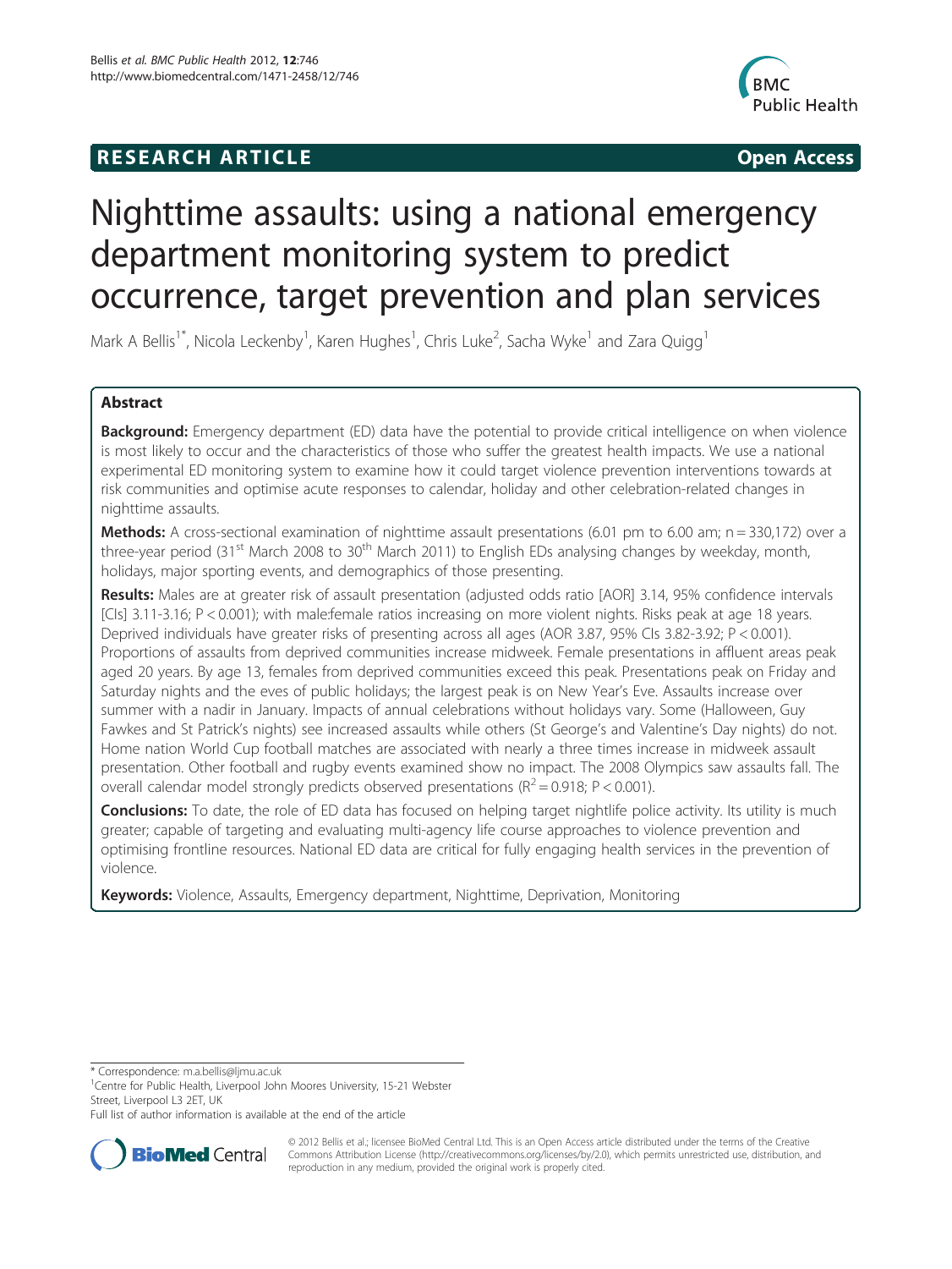**RESEARCH ARTICLE** **Open Access**

# Nighttime assaults: using a national emergency department monitoring system to predict occurrence, target prevention and plan services

Mark A Bellis[1*], Nicola Leckenby[1], Karen Hughes[1], Chris Luke[2], Sacha Wyke[1] and Zara Quigg[1]

## Abstract

**Background:** Emergency department (ED) data have the potential to provide critical intelligence on when violence is most likely to occur and the characteristics of those who suffer the greatest health impacts. We use a national experimental ED monitoring system to examine how it could target violence prevention interventions towards at risk communities and optimise acute responses to calendar, holiday and other celebration-related changes in nighttime assaults.

**Methods:** A cross-sectional examination of nighttime assault presentations (6.01 pm to 6.00 am; n = 330,172) over a three-year period (31[st] March 2008 to 30[th] March 2011) to English EDs analysing changes by weekday, month, holidays, major sporting events, and demographics of those presenting.

**Results:** Males are at greater risk of assault presentation (adjusted odds ratio [AOR] 3.14, 95% confidence intervals [CIs] 3.11-3.16; P < 0.001); with male:female ratios increasing on more violent nights. Risks peak at age 18 years. Deprived individuals have greater risks of presenting across all ages (AOR 3.87, 95% CIs 3.82-3.92; P < 0.001). Proportions of assaults from deprived communities increase midweek. Female presentations in affluent areas peak aged 20 years. By age 13, females from deprived communities exceed this peak. Presentations peak on Friday and Saturday nights and the eves of public holidays; the largest peak is on New Year's Eve. Assaults increase over summer with a nadir in January. Impacts of annual celebrations without holidays vary. Some (Halloween, Guy Fawkes and St Patrick's nights) see increased assaults while others (St George's and Valentine's Day nights) do not. Home nation World Cup football matches are associated with nearly a three times increase in midweek assault presentation. Other football and rugby events examined show no impact. The 2008 Olympics saw assaults fall. The overall calendar model strongly predicts observed presentations ($R^2 = 0.918$; $P < 0.001$).

**Conclusions:** To date, the role of ED data has focused on helping target nightlife police activity. Its utility is much greater; capable of targeting and evaluating multi-agency life course approaches to violence prevention and optimising frontline resources. National ED data are critical for fully engaging health services in the prevention of violence.

**Keywords:** Violence, Assaults, Emergency department, Nighttime, Deprivation, Monitoring

\* Correspondence: m.a.bellis@ljmu.ac.uk
[1]Centre for Public Health, Liverpool John Moores University, 15-21 Webster Street, Liverpool L3 2ET, UK
Full list of author information is available at the end of the article

© 2012 Bellis et al.; licensee BioMed Central Ltd. This is an Open Access article distributed under the terms of the Creative Commons Attribution License (http://creativecommons.org/licenses/by/2.0), which permits unrestricted use, distribution, and reproduction in any medium, provided the original work is properly cited.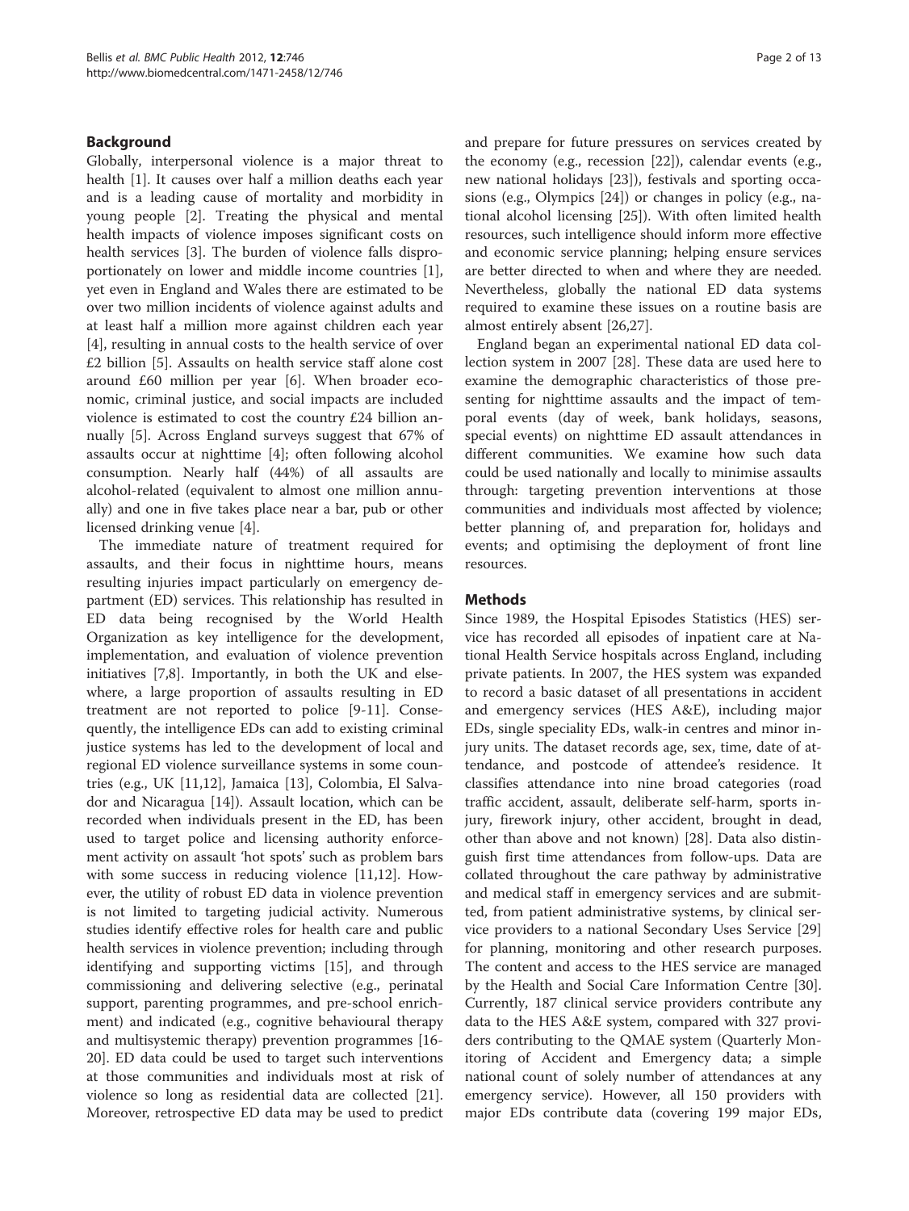## Background

Globally, interpersonal violence is a major threat to health [1]. It causes over half a million deaths each year and is a leading cause of mortality and morbidity in young people [2]. Treating the physical and mental health impacts of violence imposes significant costs on health services [3]. The burden of violence falls disproportionately on lower and middle income countries [1], yet even in England and Wales there are estimated to be over two million incidents of violence against adults and at least half a million more against children each year [4], resulting in annual costs to the health service of over £2 billion [5]. Assaults on health service staff alone cost around £60 million per year [6]. When broader economic, criminal justice, and social impacts are included violence is estimated to cost the country £24 billion annually [5]. Across England surveys suggest that 67% of assaults occur at nighttime [4]; often following alcohol consumption. Nearly half (44%) of all assaults are alcohol-related (equivalent to almost one million annually) and one in five takes place near a bar, pub or other licensed drinking venue [4].

The immediate nature of treatment required for assaults, and their focus in nighttime hours, means resulting injuries impact particularly on emergency department (ED) services. This relationship has resulted in ED data being recognised by the World Health Organization as key intelligence for the development, implementation, and evaluation of violence prevention initiatives [7,8]. Importantly, in both the UK and elsewhere, a large proportion of assaults resulting in ED treatment are not reported to police [9-11]. Consequently, the intelligence EDs can add to existing criminal justice systems has led to the development of local and regional ED violence surveillance systems in some countries (e.g., UK [11,12], Jamaica [13], Colombia, El Salvador and Nicaragua [14]). Assault location, which can be recorded when individuals present in the ED, has been used to target police and licensing authority enforcement activity on assault 'hot spots' such as problem bars with some success in reducing violence [11,12]. However, the utility of robust ED data in violence prevention is not limited to targeting judicial activity. Numerous studies identify effective roles for health care and public health services in violence prevention; including through identifying and supporting victims [15], and through commissioning and delivering selective (e.g., perinatal support, parenting programmes, and pre-school enrichment) and indicated (e.g., cognitive behavioural therapy and multisystemic therapy) prevention programmes [16-20]. ED data could be used to target such interventions at those communities and individuals most at risk of violence so long as residential data are collected [21]. Moreover, retrospective ED data may be used to predict and prepare for future pressures on services created by the economy (e.g., recession [22]), calendar events (e.g., new national holidays [23]), festivals and sporting occasions (e.g., Olympics [24]) or changes in policy (e.g., national alcohol licensing [25]). With often limited health resources, such intelligence should inform more effective and economic service planning; helping ensure services are better directed to when and where they are needed. Nevertheless, globally the national ED data systems required to examine these issues on a routine basis are almost entirely absent [26,27].

England began an experimental national ED data collection system in 2007 [28]. These data are used here to examine the demographic characteristics of those presenting for nighttime assaults and the impact of temporal events (day of week, bank holidays, seasons, special events) on nighttime ED assault attendances in different communities. We examine how such data could be used nationally and locally to minimise assaults through: targeting prevention interventions at those communities and individuals most affected by violence; better planning of, and preparation for, holidays and events; and optimising the deployment of front line resources.

## Methods

Since 1989, the Hospital Episodes Statistics (HES) service has recorded all episodes of inpatient care at National Health Service hospitals across England, including private patients. In 2007, the HES system was expanded to record a basic dataset of all presentations in accident and emergency services (HES A&E), including major EDs, single speciality EDs, walk-in centres and minor injury units. The dataset records age, sex, time, date of attendance, and postcode of attendee's residence. It classifies attendance into nine broad categories (road traffic accident, assault, deliberate self-harm, sports injury, firework injury, other accident, brought in dead, other than above and not known) [28]. Data also distinguish first time attendances from follow-ups. Data are collated throughout the care pathway by administrative and medical staff in emergency services and are submitted, from patient administrative systems, by clinical service providers to a national Secondary Uses Service [29] for planning, monitoring and other research purposes. The content and access to the HES service are managed by the Health and Social Care Information Centre [30]. Currently, 187 clinical service providers contribute any data to the HES A&E system, compared with 327 providers contributing to the QMAE system (Quarterly Monitoring of Accident and Emergency data; a simple national count of solely number of attendances at any emergency service). However, all 150 providers with major EDs contribute data (covering 199 major EDs,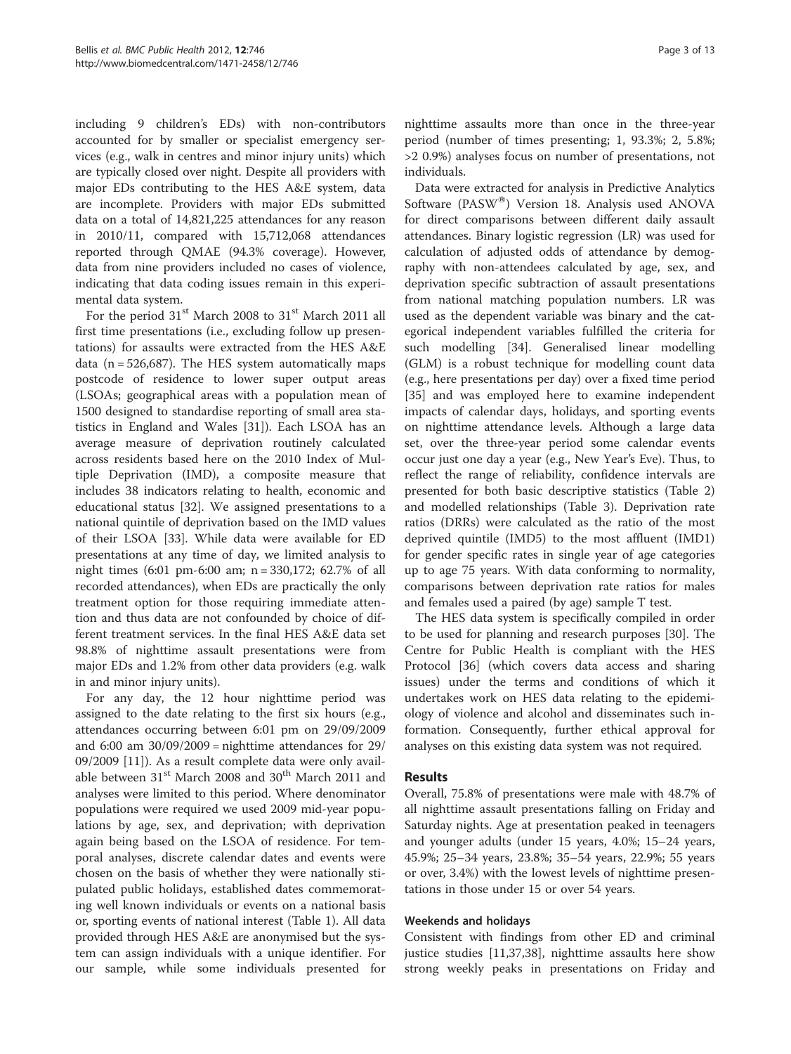including 9 children's EDs) with non-contributors accounted for by smaller or specialist emergency services (e.g., walk in centres and minor injury units) which are typically closed over night. Despite all providers with major EDs contributing to the HES A&E system, data are incomplete. Providers with major EDs submitted data on a total of 14,821,225 attendances for any reason in 2010/11, compared with 15,712,068 attendances reported through QMAE (94.3% coverage). However, data from nine providers included no cases of violence, indicating that data coding issues remain in this experimental data system.

For the period 31[st] March 2008 to 31[st] March 2011 all first time presentations (i.e., excluding follow up presentations) for assaults were extracted from the HES A&E data (n = 526,687). The HES system automatically maps postcode of residence to lower super output areas (LSOAs; geographical areas with a population mean of 1500 designed to standardise reporting of small area statistics in England and Wales [31]). Each LSOA has an average measure of deprivation routinely calculated across residents based here on the 2010 Index of Multiple Deprivation (IMD), a composite measure that includes 38 indicators relating to health, economic and educational status [32]. We assigned presentations to a national quintile of deprivation based on the IMD values of their LSOA [33]. While data were available for ED presentations at any time of day, we limited analysis to night times (6:01 pm-6:00 am; n = 330,172; 62.7% of all recorded attendances), when EDs are practically the only treatment option for those requiring immediate attention and thus data are not confounded by choice of different treatment services. In the final HES A&E data set 98.8% of nighttime assault presentations were from major EDs and 1.2% from other data providers (e.g. walk in and minor injury units).

For any day, the 12 hour nighttime period was assigned to the date relating to the first six hours (e.g., attendances occurring between 6:01 pm on 29/09/2009 and 6:00 am 30/09/2009 = nighttime attendances for 29/09/2009 [11]). As a result complete data were only available between 31[st] March 2008 and 30[th] March 2011 and analyses were limited to this period. Where denominator populations were required we used 2009 mid-year populations by age, sex, and deprivation; with deprivation again being based on the LSOA of residence. For temporal analyses, discrete calendar dates and events were chosen on the basis of whether they were nationally stipulated public holidays, established dates commemorating well known individuals or events on a national basis or, sporting events of national interest (Table 1). All data provided through HES A&E are anonymised but the system can assign individuals with a unique identifier. For our sample, while some individuals presented for nighttime assaults more than once in the three-year period (number of times presenting; 1, 93.3%; 2, 5.8%; >2 0.9%) analyses focus on number of presentations, not individuals.

Data were extracted for analysis in Predictive Analytics Software (PASW®) Version 18. Analysis used ANOVA for direct comparisons between different daily assault attendances. Binary logistic regression (LR) was used for calculation of adjusted odds of attendance by demography with non-attendees calculated by age, sex, and deprivation specific subtraction of assault presentations from national matching population numbers. LR was used as the dependent variable was binary and the categorical independent variables fulfilled the criteria for such modelling [34]. Generalised linear modelling (GLM) is a robust technique for modelling count data (e.g., here presentations per day) over a fixed time period [35] and was employed here to examine independent impacts of calendar days, holidays, and sporting events on nighttime attendance levels. Although a large data set, over the three-year period some calendar events occur just one day a year (e.g., New Year's Eve). Thus, to reflect the range of reliability, confidence intervals are presented for both basic descriptive statistics (Table 2) and modelled relationships (Table 3). Deprivation rate ratios (DRRs) were calculated as the ratio of the most deprived quintile (IMD5) to the most affluent (IMD1) for gender specific rates in single year of age categories up to age 75 years. With data conforming to normality, comparisons between deprivation rate ratios for males and females used a paired (by age) sample T test.

The HES data system is specifically compiled in order to be used for planning and research purposes [30]. The Centre for Public Health is compliant with the HES Protocol [36] (which covers data access and sharing issues) under the terms and conditions of which it undertakes work on HES data relating to the epidemiology of violence and alcohol and disseminates such information. Consequently, further ethical approval for analyses on this existing data system was not required.

## Results

Overall, 75.8% of presentations were male with 48.7% of all nighttime assault presentations falling on Friday and Saturday nights. Age at presentation peaked in teenagers and younger adults (under 15 years, 4.0%; 15–24 years, 45.9%; 25–34 years, 23.8%; 35–54 years, 22.9%; 55 years or over, 3.4%) with the lowest levels of nighttime presentations in those under 15 or over 54 years.

### Weekends and holidays

Consistent with findings from other ED and criminal justice studies [11,37,38], nighttime assaults here show strong weekly peaks in presentations on Friday and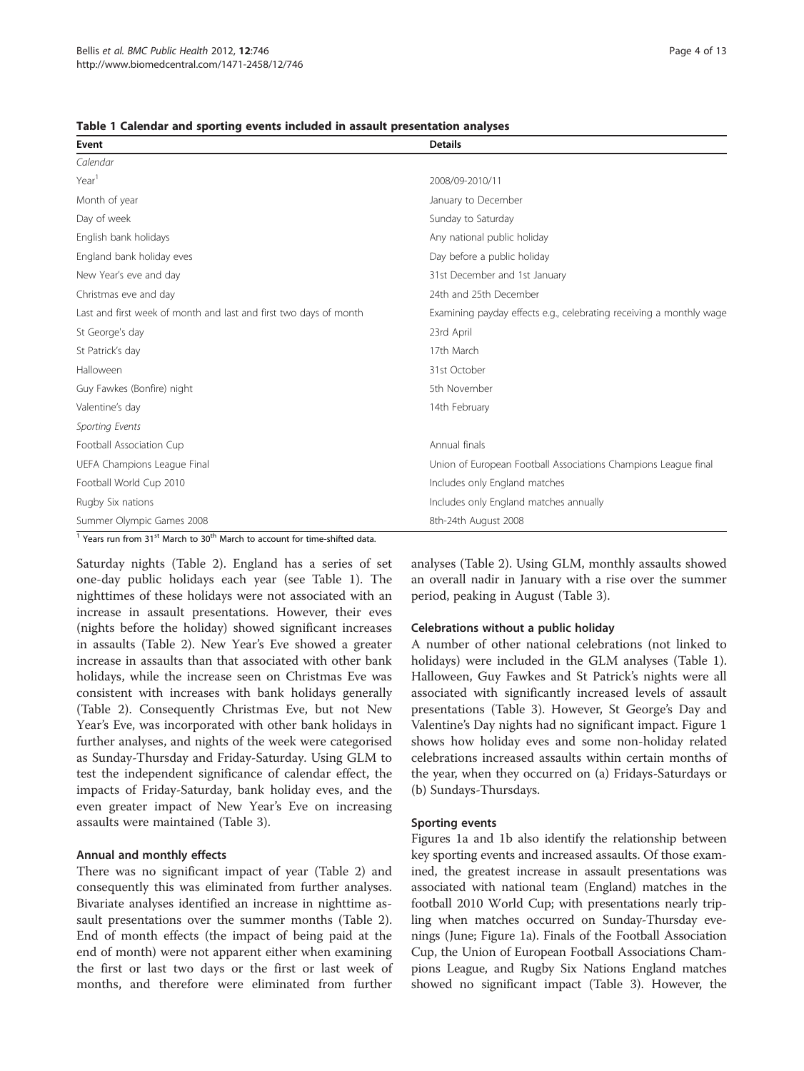**Table 1 Calendar and sporting events included in assault presentation analyses**

| Event | Details |
|---|---|
| *Calendar* | |
| Year[1] | 2008/09-2010/11 |
| Month of year | January to December |
| Day of week | Sunday to Saturday |
| English bank holidays | Any national public holiday |
| England bank holiday eves | Day before a public holiday |
| New Year's eve and day | 31st December and 1st January |
| Christmas eve and day | 24th and 25th December |
| Last and first week of month and last and first two days of month | Examining payday effects e.g., celebrating receiving a monthly wage |
| St George's day | 23rd April |
| St Patrick's day | 17th March |
| Halloween | 31st October |
| Guy Fawkes (Bonfire) night | 5th November |
| Valentine's day | 14th February |
| *Sporting Events* | |
| Football Association Cup | Annual finals |
| UEFA Champions League Final | Union of European Football Associations Champions League final |
| Football World Cup 2010 | Includes only England matches |
| Rugby Six nations | Includes only England matches annually |
| Summer Olympic Games 2008 | 8th-24th August 2008 |

[1] Years run from 31st March to 30th March to account for time-shifted data.

Saturday nights (Table 2). England has a series of set one-day public holidays each year (see Table 1). The nighttimes of these holidays were not associated with an increase in assault presentations. However, their eves (nights before the holiday) showed significant increases in assaults (Table 2). New Year's Eve showed a greater increase in assaults than that associated with other bank holidays, while the increase seen on Christmas Eve was consistent with increases with bank holidays generally (Table 2). Consequently Christmas Eve, but not New Year's Eve, was incorporated with other bank holidays in further analyses, and nights of the week were categorised as Sunday-Thursday and Friday-Saturday. Using GLM to test the independent significance of calendar effect, the impacts of Friday-Saturday, bank holiday eves, and the even greater impact of New Year's Eve on increasing assaults were maintained (Table 3).

#### Annual and monthly effects

There was no significant impact of year (Table 2) and consequently this was eliminated from further analyses. Bivariate analyses identified an increase in nighttime assault presentations over the summer months (Table 2). End of month effects (the impact of being paid at the end of month) were not apparent either when examining the first or last two days or the first or last week of months, and therefore were eliminated from further analyses (Table 2). Using GLM, monthly assaults showed an overall nadir in January with a rise over the summer period, peaking in August (Table 3).

#### Celebrations without a public holiday

A number of other national celebrations (not linked to holidays) were included in the GLM analyses (Table 1). Halloween, Guy Fawkes and St Patrick's nights were all associated with significantly increased levels of assault presentations (Table 3). However, St George's Day and Valentine's Day nights had no significant impact. Figure 1 shows how holiday eves and some non-holiday related celebrations increased assaults within certain months of the year, when they occurred on (a) Fridays-Saturdays or (b) Sundays-Thursdays.

#### Sporting events

Figures 1a and 1b also identify the relationship between key sporting events and increased assaults. Of those examined, the greatest increase in assault presentations was associated with national team (England) matches in the football 2010 World Cup; with presentations nearly tripling when matches occurred on Sunday-Thursday evenings (June; Figure 1a). Finals of the Football Association Cup, the Union of European Football Associations Champions League, and Rugby Six Nations England matches showed no significant impact (Table 3). However, the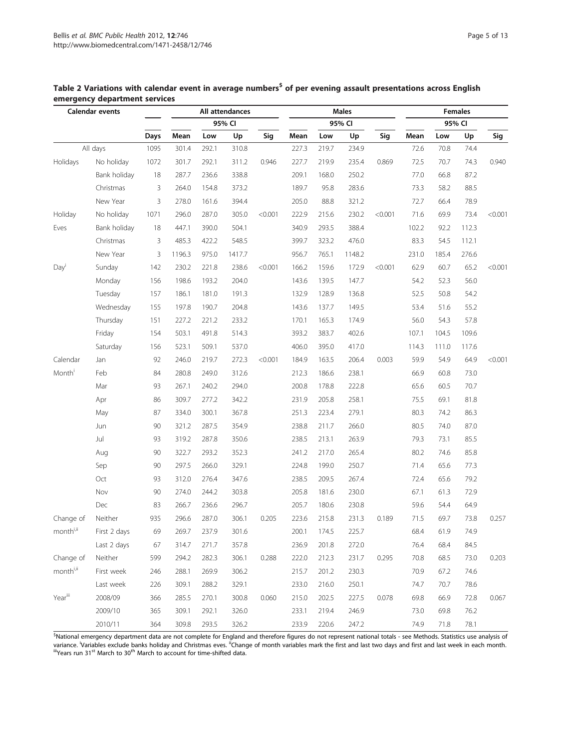**Table 2 Variations with calendar event in average numbers[$] of per evening assault presentations across English emergency department services**

| Calendar events | | | All attendances | | | | Males | | | | Females | | | |
|---|---|---|---|---|---|---|---|---|---|---|---|---|---|---|
| | | | | 95% CI | | | | 95% CI | | | | 95% CI | | |
| | | Days | Mean | Low | Up | Sig | Mean | Low | Up | Sig | Mean | Low | Up | Sig |
| All days | | 1095 | 301.4 | 292.1 | 310.8 | | 227.3 | 219.7 | 234.9 | | 72.6 | 70.8 | 74.4 | |
| Holidays | No holiday | 1072 | 301.7 | 292.1 | 311.2 | 0.946 | 227.7 | 219.9 | 235.4 | 0.869 | 72.5 | 70.7 | 74.3 | 0.940 |
| | Bank holiday | 18 | 287.7 | 236.6 | 338.8 | | 209.1 | 168.0 | 250.2 | | 77.0 | 66.8 | 87.2 | |
| | Christmas | 3 | 264.0 | 154.8 | 373.2 | | 189.7 | 95.8 | 283.6 | | 73.3 | 58.2 | 88.5 | |
| | New Year | 3 | 278.0 | 161.6 | 394.4 | | 205.0 | 88.8 | 321.2 | | 72.7 | 66.4 | 78.9 | |
| Holiday Eves | No holiday | 1071 | 296.0 | 287.0 | 305.0 | <0.001 | 222.9 | 215.6 | 230.2 | <0.001 | 71.6 | 69.9 | 73.4 | <0.001 |
| | Bank holiday | 18 | 447.1 | 390.0 | 504.1 | | 340.9 | 293.5 | 388.4 | | 102.2 | 92.2 | 112.3 | |
| | Christmas | 3 | 485.3 | 422.2 | 548.5 | | 399.7 | 323.2 | 476.0 | | 83.3 | 54.5 | 112.1 | |
| | New Year | 3 | 1196.3 | 975.0 | 1417.7 | | 956.7 | 765.1 | 1148.2 | | 231.0 | 185.4 | 276.6 | |
| Day[i] | Sunday | 142 | 230.2 | 221.8 | 238.6 | <0.001 | 166.2 | 159.6 | 172.9 | <0.001 | 62.9 | 60.7 | 65.2 | <0.001 |
| | Monday | 156 | 198.6 | 193.2 | 204.0 | | 143.6 | 139.5 | 147.7 | | 54.2 | 52.3 | 56.0 | |
| | Tuesday | 157 | 186.1 | 181.0 | 191.3 | | 132.9 | 128.9 | 136.8 | | 52.5 | 50.8 | 54.2 | |
| | Wednesday | 155 | 197.8 | 190.7 | 204.8 | | 143.6 | 137.7 | 149.5 | | 53.4 | 51.6 | 55.2 | |
| | Thursday | 151 | 227.2 | 221.2 | 233.2 | | 170.1 | 165.3 | 174.9 | | 56.0 | 54.3 | 57.8 | |
| | Friday | 154 | 503.1 | 491.8 | 514.3 | | 393.2 | 383.7 | 402.6 | | 107.1 | 104.5 | 109.6 | |
| | Saturday | 156 | 523.1 | 509.1 | 537.0 | | 406.0 | 395.0 | 417.0 | | 114.3 | 111.0 | 117.6 | |
| Calendar Month[i] | Jan | 92 | 246.0 | 219.7 | 272.3 | <0.001 | 184.9 | 163.5 | 206.4 | 0.003 | 59.9 | 54.9 | 64.9 | <0.001 |
| | Feb | 84 | 280.8 | 249.0 | 312.6 | | 212.3 | 186.6 | 238.1 | | 66.9 | 60.8 | 73.0 | |
| | Mar | 93 | 267.1 | 240.2 | 294.0 | | 200.8 | 178.8 | 222.8 | | 65.6 | 60.5 | 70.7 | |
| | Apr | 86 | 309.7 | 277.2 | 342.2 | | 231.9 | 205.8 | 258.1 | | 75.5 | 69.1 | 81.8 | |
| | May | 87 | 334.0 | 300.1 | 367.8 | | 251.3 | 223.4 | 279.1 | | 80.3 | 74.2 | 86.3 | |
| | Jun | 90 | 321.2 | 287.5 | 354.9 | | 238.8 | 211.7 | 266.0 | | 80.5 | 74.0 | 87.0 | |
| | Jul | 93 | 319.2 | 287.8 | 350.6 | | 238.5 | 213.1 | 263.9 | | 79.3 | 73.1 | 85.5 | |
| | Aug | 90 | 322.7 | 293.2 | 352.3 | | 241.2 | 217.0 | 265.4 | | 80.2 | 74.6 | 85.8 | |
| | Sep | 90 | 297.5 | 266.0 | 329.1 | | 224.8 | 199.0 | 250.7 | | 71.4 | 65.6 | 77.3 | |
| | Oct | 93 | 312.0 | 276.4 | 347.6 | | 238.5 | 209.5 | 267.4 | | 72.4 | 65.6 | 79.2 | |
| | Nov | 90 | 274.0 | 244.2 | 303.8 | | 205.8 | 181.6 | 230.0 | | 67.1 | 61.3 | 72.9 | |
| | Dec | 83 | 266.7 | 236.6 | 296.7 | | 205.7 | 180.6 | 230.8 | | 59.6 | 54.4 | 64.9 | |
| Change of month[i,ii] | Neither | 935 | 296.6 | 287.0 | 306.1 | 0.205 | 223.6 | 215.8 | 231.3 | 0.189 | 71.5 | 69.7 | 73.8 | 0.257 |
| | First 2 days | 69 | 269.7 | 237.9 | 301.6 | | 200.1 | 174.5 | 225.7 | | 68.4 | 61.9 | 74.9 | |
| | Last 2 days | 67 | 314.7 | 271.7 | 357.8 | | 236.9 | 201.8 | 272.0 | | 76.4 | 68.4 | 84.5 | |
| Change of month[i,ii] | Neither | 599 | 294.2 | 282.3 | 306.1 | 0.288 | 222.0 | 212.3 | 231.7 | 0.295 | 70.8 | 68.5 | 73.0 | 0.203 |
| | First week | 246 | 288.1 | 269.9 | 306.2 | | 215.7 | 201.2 | 230.3 | | 70.9 | 67.2 | 74.6 | |
| | Last week | 226 | 309.1 | 288.2 | 329.1 | | 233.0 | 216.0 | 250.1 | | 74.7 | 70.7 | 78.6 | |
| Year[iii] | 2008/09 | 366 | 285.5 | 270.1 | 300.8 | 0.060 | 215.0 | 202.5 | 227.5 | 0.078 | 69.8 | 66.9 | 72.8 | 0.067 |
| | 2009/10 | 365 | 309.1 | 292.1 | 326.0 | | 233.1 | 219.4 | 246.9 | | 73.0 | 69.8 | 76.2 | |
| | 2010/11 | 364 | 309.8 | 293.5 | 326.2 | | 233.9 | 220.6 | 247.2 | | 74.9 | 71.8 | 78.1 | |

[$]National emergency department data are not complete for England and therefore figures do not represent national totals - see Methods. Statistics use analysis of variance. [i]Variables exclude banks holiday and Christmas eves. [ii]Change of month variables mark the first and last two days and first and last week in each month. [iii]Years run 31st March to 30th March to account for time-shifted data.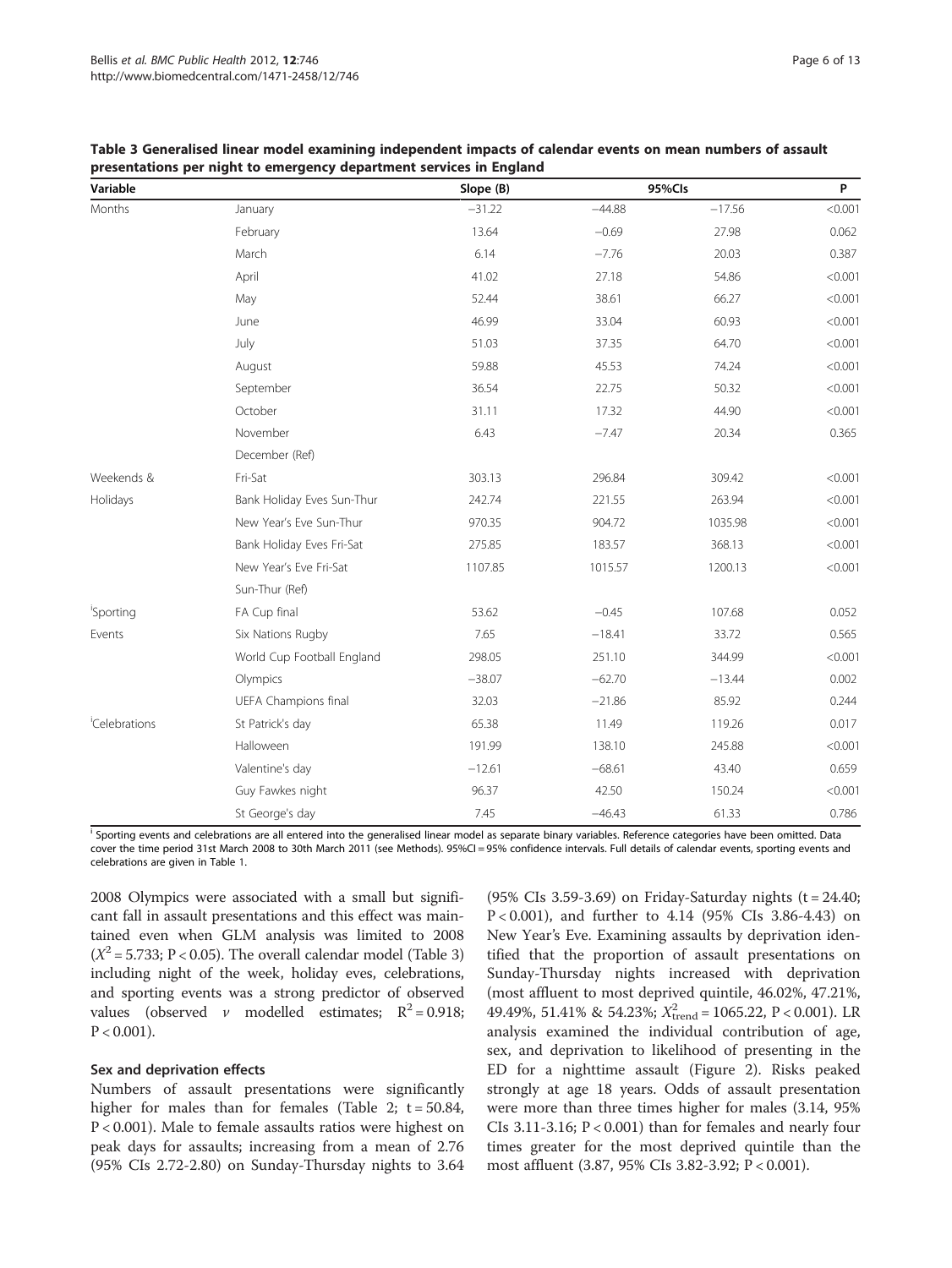**Table 3 Generalised linear model examining independent impacts of calendar events on mean numbers of assault presentations per night to emergency department services in England**

| Variable | | Slope (B) | 95%CIs | | P |
|---|---|---|---|---|---|
| Months | January | −31.22 | −44.88 | −17.56 | <0.001 |
| | February | 13.64 | −0.69 | 27.98 | 0.062 |
| | March | 6.14 | −7.76 | 20.03 | 0.387 |
| | April | 41.02 | 27.18 | 54.86 | <0.001 |
| | May | 52.44 | 38.61 | 66.27 | <0.001 |
| | June | 46.99 | 33.04 | 60.93 | <0.001 |
| | July | 51.03 | 37.35 | 64.70 | <0.001 |
| | August | 59.88 | 45.53 | 74.24 | <0.001 |
| | September | 36.54 | 22.75 | 50.32 | <0.001 |
| | October | 31.11 | 17.32 | 44.90 | <0.001 |
| | November | 6.43 | −7.47 | 20.34 | 0.365 |
| | December (Ref) | | | | |
| Weekends & Holidays | Fri-Sat | 303.13 | 296.84 | 309.42 | <0.001 |
| | Bank Holiday Eves Sun-Thur | 242.74 | 221.55 | 263.94 | <0.001 |
| | New Year's Eve Sun-Thur | 970.35 | 904.72 | 1035.98 | <0.001 |
| | Bank Holiday Eves Fri-Sat | 275.85 | 183.57 | 368.13 | <0.001 |
| | New Year's Eve Fri-Sat | 1107.85 | 1015.57 | 1200.13 | <0.001 |
| | Sun-Thur (Ref) | | | | |
| [i]Sporting Events | FA Cup final | 53.62 | −0.45 | 107.68 | 0.052 |
| | Six Nations Rugby | 7.65 | −18.41 | 33.72 | 0.565 |
| | World Cup Football England | 298.05 | 251.10 | 344.99 | <0.001 |
| | Olympics | −38.07 | −62.70 | −13.44 | 0.002 |
| | UEFA Champions final | 32.03 | −21.86 | 85.92 | 0.244 |
| [i]Celebrations | St Patrick's day | 65.38 | 11.49 | 119.26 | 0.017 |
| | Halloween | 191.99 | 138.10 | 245.88 | <0.001 |
| | Valentine's day | −12.61 | −68.61 | 43.40 | 0.659 |
| | Guy Fawkes night | 96.37 | 42.50 | 150.24 | <0.001 |
| | St George's day | 7.45 | −46.43 | 61.33 | 0.786 |

[i] Sporting events and celebrations are all entered into the generalised linear model as separate binary variables. Reference categories have been omitted. Data cover the time period 31st March 2008 to 30th March 2011 (see Methods). 95%CI = 95% confidence intervals. Full details of calendar events, sporting events and celebrations are given in Table 1.

2008 Olympics were associated with a small but significant fall in assault presentations and this effect was maintained even when GLM analysis was limited to 2008 ($X^2$ = 5.733; P < 0.05). The overall calendar model (Table 3) including night of the week, holiday eves, celebrations, and sporting events was a strong predictor of observed values (observed *v* modelled estimates; $R^2$ = 0.918; P < 0.001).

### Sex and deprivation effects

Numbers of assault presentations were significantly higher for males than for females (Table 2; t = 50.84, P < 0.001). Male to female assaults ratios were highest on peak days for assaults; increasing from a mean of 2.76 (95% CIs 2.72-2.80) on Sunday-Thursday nights to 3.64 (95% CIs 3.59-3.69) on Friday-Saturday nights (t = 24.40; P < 0.001), and further to 4.14 (95% CIs 3.86-4.43) on New Year's Eve. Examining assaults by deprivation identified that the proportion of assault presentations on Sunday-Thursday nights increased with deprivation (most affluent to most deprived quintile, 46.02%, 47.21%, 49.49%, 51.41% & 54.23%; $X^2_{\text{trend}}$ = 1065.22, P < 0.001). LR analysis examined the individual contribution of age, sex, and deprivation to likelihood of presenting in the ED for a nighttime assault (Figure 2). Risks peaked strongly at age 18 years. Odds of assault presentation were more than three times higher for males (3.14, 95% CIs 3.11-3.16; P < 0.001) than for females and nearly four times greater for the most deprived quintile than the most affluent (3.87, 95% CIs 3.82-3.92; P < 0.001).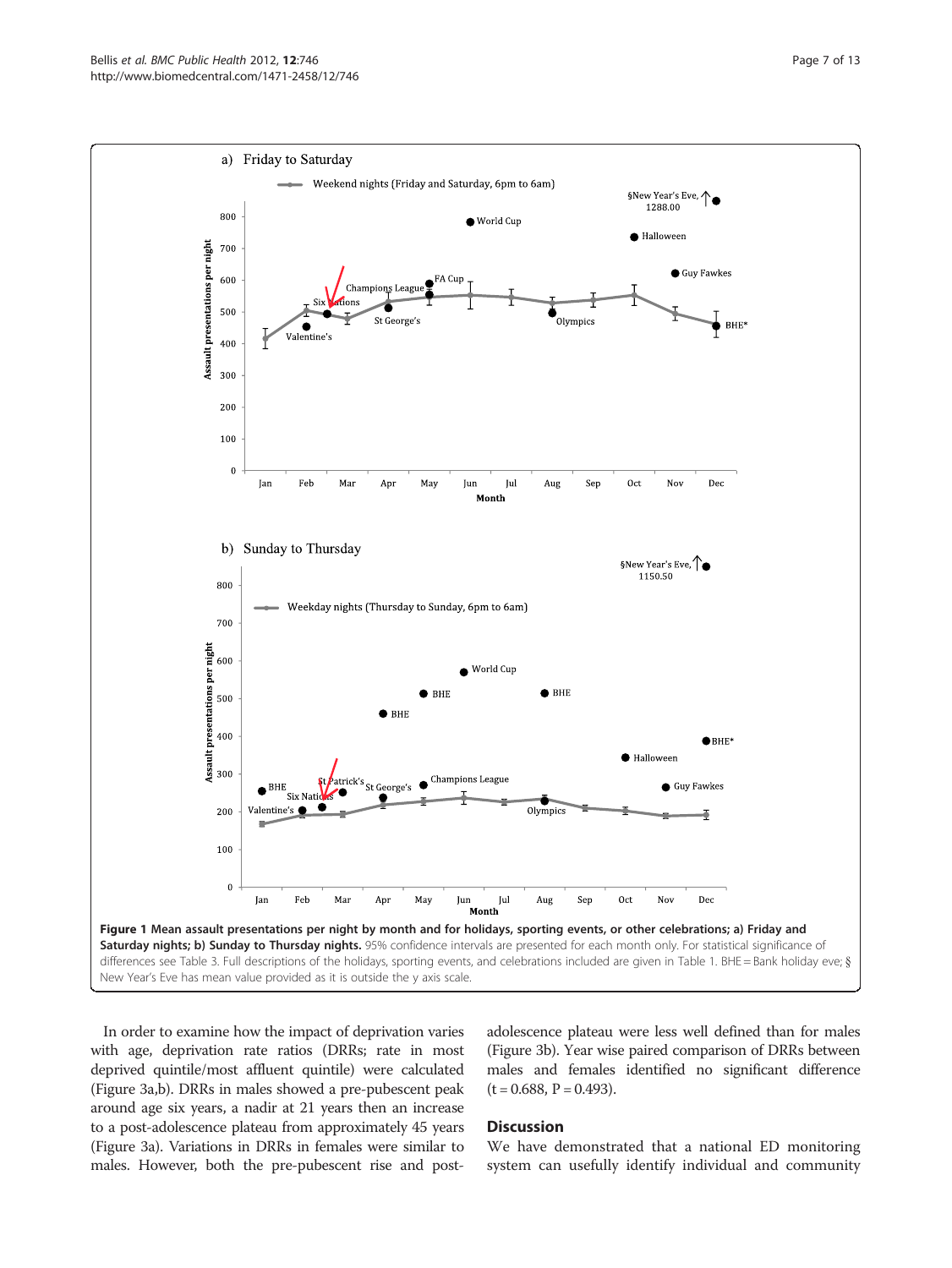**Figure 1 Mean assault presentations per night by month and for holidays, sporting events, or other celebrations; a) Friday and Saturday nights; b) Sunday to Thursday nights.** 95% confidence intervals are presented for each month only. For statistical significance of differences see Table 3. Full descriptions of the holidays, sporting events, and celebrations included are given in Table 1. BHE = Bank holiday eve; § New Year's Eve has mean value provided as it is outside the y axis scale.

In order to examine how the impact of deprivation varies with age, deprivation rate ratios (DRRs; rate in most deprived quintile/most affluent quintile) were calculated (Figure 3a,b). DRRs in males showed a pre-pubescent peak around age six years, a nadir at 21 years then an increase to a post-adolescence plateau from approximately 45 years (Figure 3a). Variations in DRRs in females were similar to males. However, both the pre-pubescent rise and post-adolescence plateau were less well defined than for males (Figure 3b). Year wise paired comparison of DRRs between males and females identified no significant difference ($t = 0.688$, $P = 0.493$).

## Discussion

We have demonstrated that a national ED monitoring system can usefully identify individual and community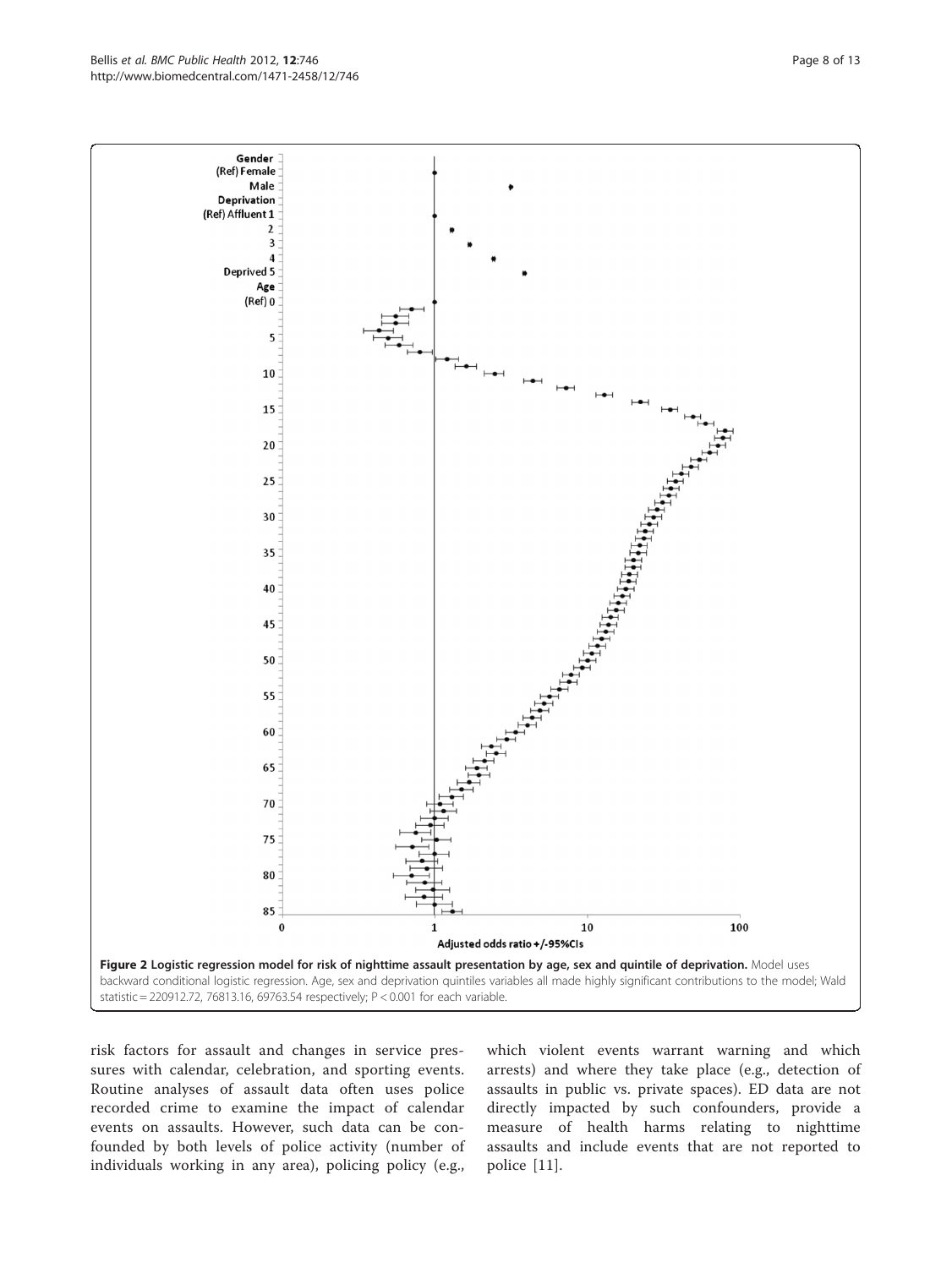**Figure 2 Logistic regression model for risk of nighttime assault presentation by age, sex and quintile of deprivation.** Model uses backward conditional logistic regression. Age, sex and deprivation quintiles variables all made highly significant contributions to the model; Wald statistic = 220912.72, 76813.16, 69763.54 respectively; P < 0.001 for each variable.

risk factors for assault and changes in service pressures with calendar, celebration, and sporting events. Routine analyses of assault data often uses police recorded crime to examine the impact of calendar events on assaults. However, such data can be confounded by both levels of police activity (number of individuals working in any area), policing policy (e.g., which violent events warrant warning and which arrests) and where they take place (e.g., detection of assaults in public vs. private spaces). ED data are not directly impacted by such confounders, provide a measure of health harms relating to nighttime assaults and include events that are not reported to police [11].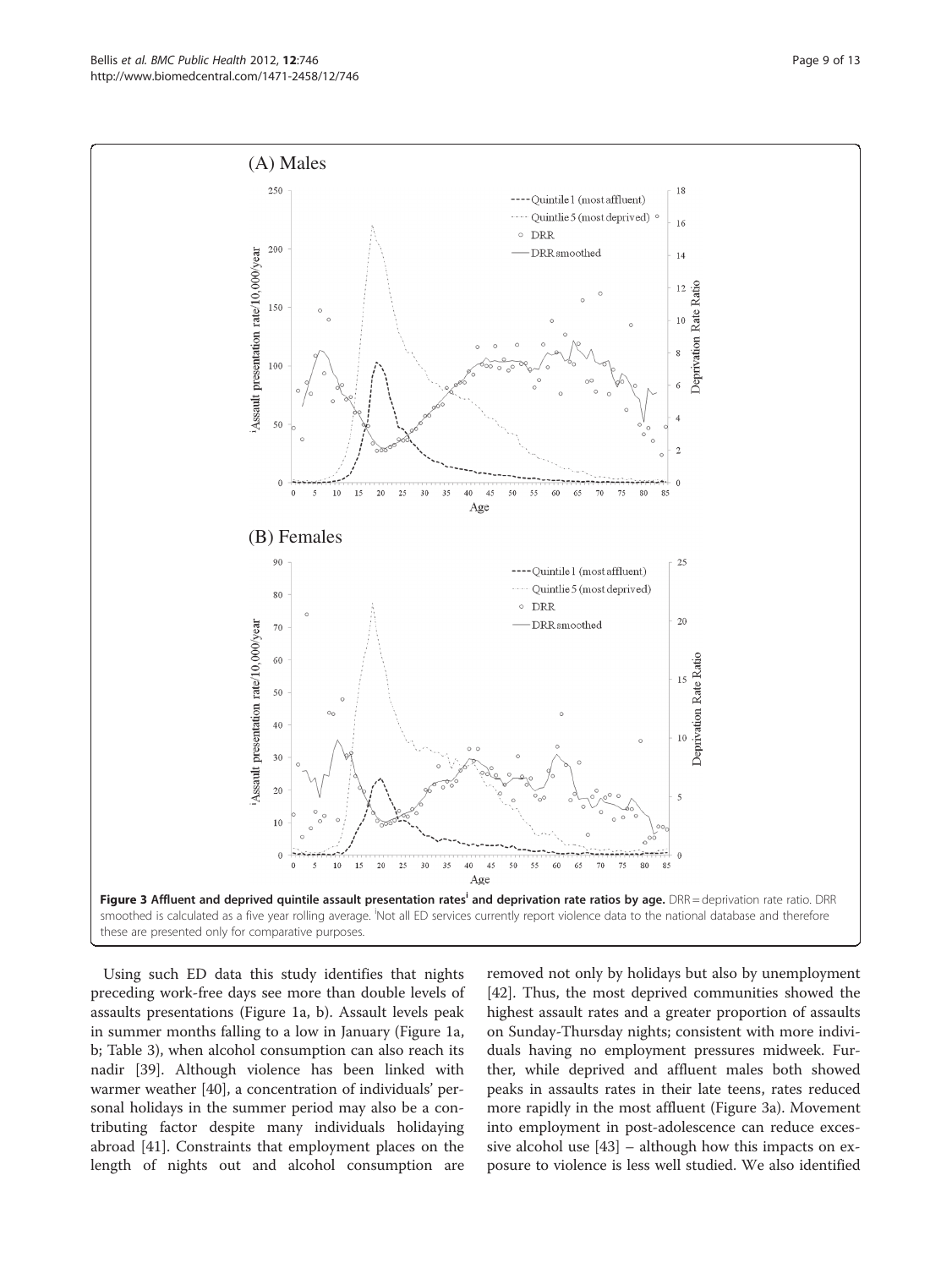**Figure 3 Affluent and deprived quintile assault presentation rates[i] and deprivation rate ratios by age.** DRR = deprivation rate ratio. DRR smoothed is calculated as a five year rolling average. [i]Not all ED services currently report violence data to the national database and therefore these are presented only for comparative purposes.

Using such ED data this study identifies that nights preceding work-free days see more than double levels of assaults presentations (Figure 1a, b). Assault levels peak in summer months falling to a low in January (Figure 1a, b; Table 3), when alcohol consumption can also reach its nadir [39]. Although violence has been linked with warmer weather [40], a concentration of individuals' personal holidays in the summer period may also be a contributing factor despite many individuals holidaying abroad [41]. Constraints that employment places on the length of nights out and alcohol consumption are removed not only by holidays but also by unemployment [42]. Thus, the most deprived communities showed the highest assault rates and a greater proportion of assaults on Sunday-Thursday nights; consistent with more individuals having no employment pressures midweek. Further, while deprived and affluent males both showed peaks in assaults rates in their late teens, rates reduced more rapidly in the most affluent (Figure 3a). Movement into employment in post-adolescence can reduce excessive alcohol use [43] – although how this impacts on exposure to violence is less well studied. We also identified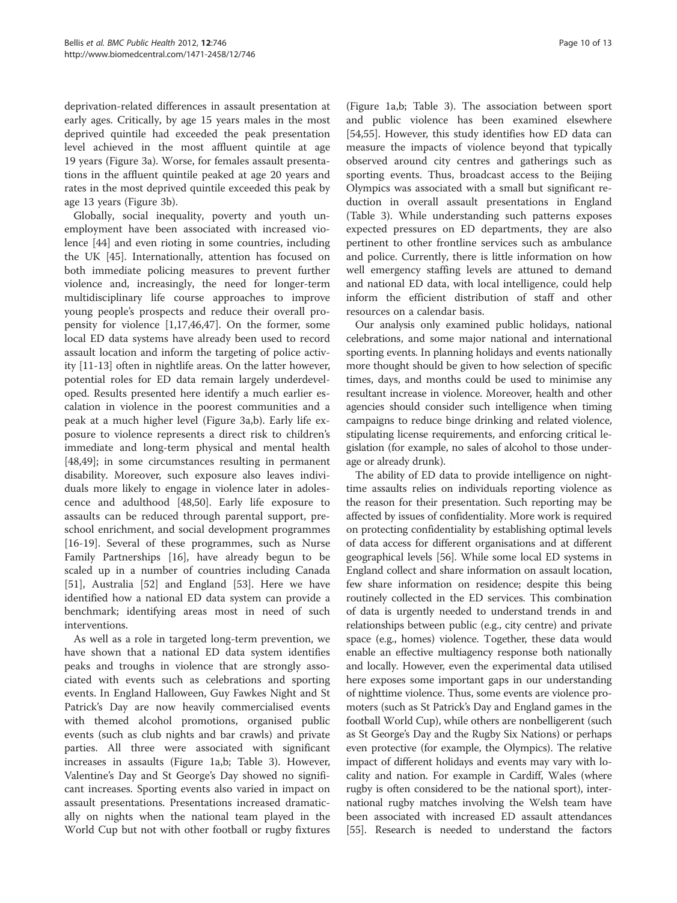deprivation-related differences in assault presentation at early ages. Critically, by age 15 years males in the most deprived quintile had exceeded the peak presentation level achieved in the most affluent quintile at age 19 years (Figure 3a). Worse, for females assault presentations in the affluent quintile peaked at age 20 years and rates in the most deprived quintile exceeded this peak by age 13 years (Figure 3b).

Globally, social inequality, poverty and youth unemployment have been associated with increased violence [44] and even rioting in some countries, including the UK [45]. Internationally, attention has focused on both immediate policing measures to prevent further violence and, increasingly, the need for longer-term multidisciplinary life course approaches to improve young people's prospects and reduce their overall propensity for violence [1,17,46,47]. On the former, some local ED data systems have already been used to record assault location and inform the targeting of police activity [11-13] often in nightlife areas. On the latter however, potential roles for ED data remain largely underdeveloped. Results presented here identify a much earlier escalation in violence in the poorest communities and a peak at a much higher level (Figure 3a,b). Early life exposure to violence represents a direct risk to children's immediate and long-term physical and mental health [48,49]; in some circumstances resulting in permanent disability. Moreover, such exposure also leaves individuals more likely to engage in violence later in adolescence and adulthood [48,50]. Early life exposure to assaults can be reduced through parental support, preschool enrichment, and social development programmes [16-19]. Several of these programmes, such as Nurse Family Partnerships [16], have already begun to be scaled up in a number of countries including Canada [51], Australia [52] and England [53]. Here we have identified how a national ED data system can provide a benchmark; identifying areas most in need of such interventions.

As well as a role in targeted long-term prevention, we have shown that a national ED data system identifies peaks and troughs in violence that are strongly associated with events such as celebrations and sporting events. In England Halloween, Guy Fawkes Night and St Patrick's Day are now heavily commercialised events with themed alcohol promotions, organised public events (such as club nights and bar crawls) and private parties. All three were associated with significant increases in assaults (Figure 1a,b; Table 3). However, Valentine's Day and St George's Day showed no significant increases. Sporting events also varied in impact on assault presentations. Presentations increased dramatically on nights when the national team played in the World Cup but not with other football or rugby fixtures (Figure 1a,b; Table 3). The association between sport and public violence has been examined elsewhere [54,55]. However, this study identifies how ED data can measure the impacts of violence beyond that typically observed around city centres and gatherings such as sporting events. Thus, broadcast access to the Beijing Olympics was associated with a small but significant reduction in overall assault presentations in England (Table 3). While understanding such patterns exposes expected pressures on ED departments, they are also pertinent to other frontline services such as ambulance and police. Currently, there is little information on how well emergency staffing levels are attuned to demand and national ED data, with local intelligence, could help inform the efficient distribution of staff and other resources on a calendar basis.

Our analysis only examined public holidays, national celebrations, and some major national and international sporting events. In planning holidays and events nationally more thought should be given to how selection of specific times, days, and months could be used to minimise any resultant increase in violence. Moreover, health and other agencies should consider such intelligence when timing campaigns to reduce binge drinking and related violence, stipulating license requirements, and enforcing critical legislation (for example, no sales of alcohol to those underage or already drunk).

The ability of ED data to provide intelligence on nighttime assaults relies on individuals reporting violence as the reason for their presentation. Such reporting may be affected by issues of confidentiality. More work is required on protecting confidentiality by establishing optimal levels of data access for different organisations and at different geographical levels [56]. While some local ED systems in England collect and share information on assault location, few share information on residence; despite this being routinely collected in the ED services. This combination of data is urgently needed to understand trends in and relationships between public (e.g., city centre) and private space (e.g., homes) violence. Together, these data would enable an effective multiagency response both nationally and locally. However, even the experimental data utilised here exposes some important gaps in our understanding of nighttime violence. Thus, some events are violence promoters (such as St Patrick's Day and England games in the football World Cup), while others are nonbelligerent (such as St George's Day and the Rugby Six Nations) or perhaps even protective (for example, the Olympics). The relative impact of different holidays and events may vary with locality and nation. For example in Cardiff, Wales (where rugby is often considered to be the national sport), international rugby matches involving the Welsh team have been associated with increased ED assault attendances [55]. Research is needed to understand the factors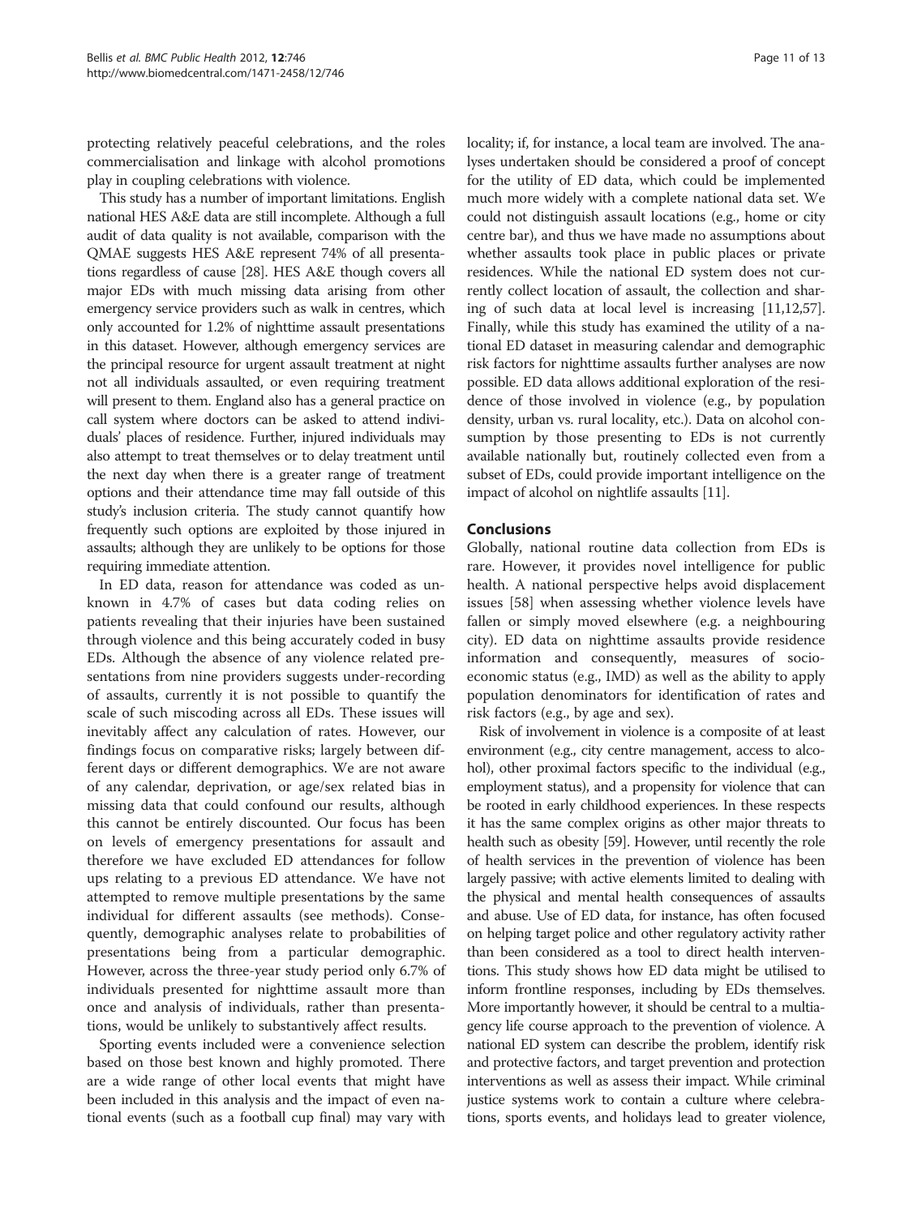protecting relatively peaceful celebrations, and the roles commercialisation and linkage with alcohol promotions play in coupling celebrations with violence.

This study has a number of important limitations. English national HES A&E data are still incomplete. Although a full audit of data quality is not available, comparison with the QMAE suggests HES A&E represent 74% of all presentations regardless of cause [28]. HES A&E though covers all major EDs with much missing data arising from other emergency service providers such as walk in centres, which only accounted for 1.2% of nighttime assault presentations in this dataset. However, although emergency services are the principal resource for urgent assault treatment at night not all individuals assaulted, or even requiring treatment will present to them. England also has a general practice on call system where doctors can be asked to attend individuals' places of residence. Further, injured individuals may also attempt to treat themselves or to delay treatment until the next day when there is a greater range of treatment options and their attendance time may fall outside of this study's inclusion criteria. The study cannot quantify how frequently such options are exploited by those injured in assaults; although they are unlikely to be options for those requiring immediate attention.

In ED data, reason for attendance was coded as unknown in 4.7% of cases but data coding relies on patients revealing that their injuries have been sustained through violence and this being accurately coded in busy EDs. Although the absence of any violence related presentations from nine providers suggests under-recording of assaults, currently it is not possible to quantify the scale of such miscoding across all EDs. These issues will inevitably affect any calculation of rates. However, our findings focus on comparative risks; largely between different days or different demographics. We are not aware of any calendar, deprivation, or age/sex related bias in missing data that could confound our results, although this cannot be entirely discounted. Our focus has been on levels of emergency presentations for assault and therefore we have excluded ED attendances for follow ups relating to a previous ED attendance. We have not attempted to remove multiple presentations by the same individual for different assaults (see methods). Consequently, demographic analyses relate to probabilities of presentations being from a particular demographic. However, across the three-year study period only 6.7% of individuals presented for nighttime assault more than once and analysis of individuals, rather than presentations, would be unlikely to substantively affect results.

Sporting events included were a convenience selection based on those best known and highly promoted. There are a wide range of other local events that might have been included in this analysis and the impact of even national events (such as a football cup final) may vary with locality; if, for instance, a local team are involved. The analyses undertaken should be considered a proof of concept for the utility of ED data, which could be implemented much more widely with a complete national data set. We could not distinguish assault locations (e.g., home or city centre bar), and thus we have made no assumptions about whether assaults took place in public places or private residences. While the national ED system does not currently collect location of assault, the collection and sharing of such data at local level is increasing [11,12,57]. Finally, while this study has examined the utility of a national ED dataset in measuring calendar and demographic risk factors for nighttime assaults further analyses are now possible. ED data allows additional exploration of the residence of those involved in violence (e.g., by population density, urban vs. rural locality, etc.). Data on alcohol consumption by those presenting to EDs is not currently available nationally but, routinely collected even from a subset of EDs, could provide important intelligence on the impact of alcohol on nightlife assaults [11].

## Conclusions

Globally, national routine data collection from EDs is rare. However, it provides novel intelligence for public health. A national perspective helps avoid displacement issues [58] when assessing whether violence levels have fallen or simply moved elsewhere (e.g. a neighbouring city). ED data on nighttime assaults provide residence information and consequently, measures of socioeconomic status (e.g., IMD) as well as the ability to apply population denominators for identification of rates and risk factors (e.g., by age and sex).

Risk of involvement in violence is a composite of at least environment (e.g., city centre management, access to alcohol), other proximal factors specific to the individual (e.g., employment status), and a propensity for violence that can be rooted in early childhood experiences. In these respects it has the same complex origins as other major threats to health such as obesity [59]. However, until recently the role of health services in the prevention of violence has been largely passive; with active elements limited to dealing with the physical and mental health consequences of assaults and abuse. Use of ED data, for instance, has often focused on helping target police and other regulatory activity rather than been considered as a tool to direct health interventions. This study shows how ED data might be utilised to inform frontline responses, including by EDs themselves. More importantly however, it should be central to a multiagency life course approach to the prevention of violence. A national ED system can describe the problem, identify risk and protective factors, and target prevention and protection interventions as well as assess their impact. While criminal justice systems work to contain a culture where celebrations, sports events, and holidays lead to greater violence,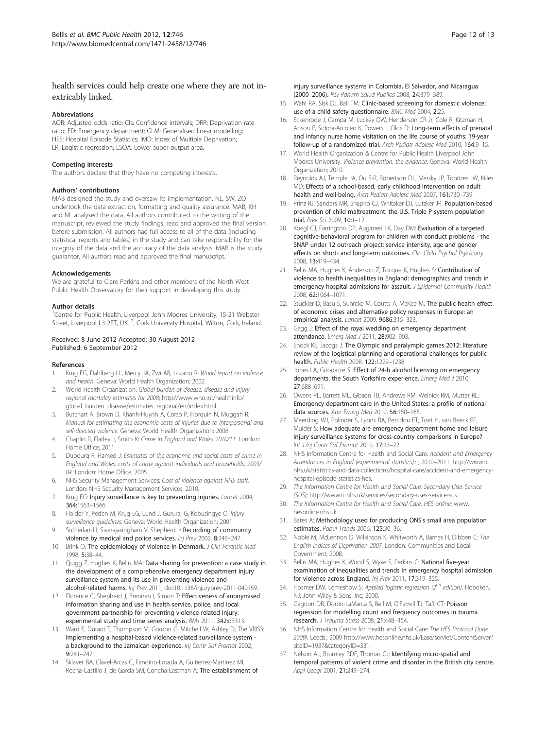health services could help create one where they are not inextricably linked.

#### Abbreviations

AOR: Adjusted odds ratio; CIs: Confidence intervals; DRR: Deprivation rate ratio; ED: Emergency department; GLM: Generalised linear modelling; HES: Hospital Episode Statistics; IMD: Index of Multiple Deprivation; LR: Logistic regression; LSOA: Lower super output area.

#### Competing interests

The authors declare that they have no competing interests.

#### Authors' contributions

MAB designed the study and oversaw its implementation. NL, SW, ZQ undertook the data extraction, formatting and quality assurance. MAB, KH and NL analysed the data. All authors contributed to the writing of the manuscript, reviewed the study findings, read and approved the final version before submission. All authors had full access to all of the data (including statistical reports and tables) in the study and can take responsibility for the integrity of the data and the accuracy of the data analysis. MAB is the study guarantor. All authors read and approved the final manuscript.

#### Acknowledgements

We are grateful to Clare Perkins and other members of the North West Public Health Observatory for their support in developing this study.

#### Author details

[1]Centre for Public Health, Liverpool John Moores University, 15-21 Webster Street, Liverpool L3 2ET, UK. [2], Cork University Hospital, Wilton, Cork, Ireland.

Received: 8 June 2012 Accepted: 30 August 2012
Published: 6 September 2012

#### References

1. Krug EG, Dahlberg LL, Mercy JA, Zwi AB, Lozano R: *World report on violence and health*. Geneva: World Health Organization; 2002.
2. World Health Organization: *Global burden of disease: disease and injury regional mortality estimates for 2008*; http://www.who.int/healthinfo/global_burden_disease/estimates_regional/en/index.html.
3. Butchart A, Brown D, Khanh-Huynh A, Corso P, Florquin N, Muggah R: *Manual for estimating the economic costs of injuries due to interpersonal and self-directed violence*. Geneva: World Health Organization; 2008.
4. Chaplin R, Flatley J, Smith K: *Crime in England and Wales 2010/11*. London: Home Office; 2011.
5. Dubourg R, Hamed J: *Estimates of the economic and social costs of crime in England and Wales: costs of crime against individuals and households, 2003/04*. London: Home Office; 2005.
6. NHS Security Management Services: *Cost of violence against NHS staff*. London: NHS Security Management Services; 2010.
7. Krug EG: **Injury surveillance is key to preventing injuries.** *Lancet* 2004, **364:**1563–1566.
8. Holder Y, Peden M, Krug EG, Lund J, Gururaj G, Kobusingye O: *Injury surveillance guidelines*. Geneva: World Health Organization; 2001.
9. Sutherland I, Sivarajasingham V, Shepherd J: **Recording of community violence by medical and police services.** *Inj Prev* 2002, **8:**246–247.
10. Brink O: **The epidemiology of violence in Denmark.** *J Clin Forensic Med* 1998, **5:**38–44.
11. Quigg Z, Hughes K, Bellis MA: **Data sharing for prevention: a case study in the development of a comprehensive emergency department injury surveillance system and its use in preventing violence and alcohol-related harms.** *Inj Prev* 2011, doi:10.1136/injuryprev-2011-040159.
12. Florence C, Shepherd J, Brennan I, Simon T: **Effectiveness of anonymised information sharing and use in health service, police, and local government partnership for preventing violence related injury: experimental study and time series analysis.** *BMJ* 2011, **342:**d3313.
13. Ward E, Durant T, Thompson M, Gordon G, Mitchell W, Ashley D, The VRISS: **Implementing a hospital-based violence-related surveillance system - a background to the Jamaican experience.** *Inj Contr Saf Promot* 2002, **9:**241–247.
14. Sklaver BA, Clavel-Arcas C, Fandino-Losada A, Guitierrez-Martinez MI, Rocha-Castillo J, de Garcia SM, Concha-Eastman A: **The establishment of injury surveillance systems in Colombia, El Salvador, and Nicaragua (2000–2006).** *Rev Panam Salud Publica* 2008, **24:**379–389.
15. Wahl RA, Sisk DJ, Ball TM: **Clinic-based screening for domestic violence: use of a child safety questionnaire.** *BMC Med* 2004, **2:**25.
16. Eckenrode J, Campa M, Luckey DW, Henderson CR Jr, Cole R, Kitzman H, Anson E, Sidora-Arcoleo K, Powers J, Olds D: **Long-term effects of prenatal and infancy nurse home visitation on the life course of youths: 19-year follow-up of a randomized trial.** *Arch Pediatr Adolesc Med* 2010, **164:**9–15.
17. World Health Organization & Centre for Public Health Liverpool John Moores University: *Violence prevention: the evidence*. Geneva: World Health Organization; 2010.
18. Reynolds AJ, Temple JA, Ou S-R, Robertson DL, Mersky JP, Topitzes JW, Niles MD: **Effects of a school-based, early childhood intervention on adult health and well-being.** *Arch Pediatr Adolesc Med* 2007, **161:**730–739.
19. Prinz RJ, Sanders MR, Shapiro CJ, Whitaker DJ, Lutzker JR: **Population-based prevention of child maltreatment: the U.S. Triple P system population trial.** *Prev Sci* 2009, **10:**1–12.
20. Koegl CJ, Farrington DP, Augimeri LK, Day DM: **Evaluation of a targeted cognitive-behavioral program for children with conduct problems - the SNAP under 12 outreach project: service intensity, age and gender effects on short- and long-term outcomes.** *Clin Child Psychol Psychiatry* 2008, **13:**419–434.
21. Bellis MA, Hughes K, Anderson Z, Tocque K, Hughes S: **Contribution of violence to health inequalities in England: demographics and trends in emergency hospital admissions for assault.** *J Epidemiol Community Health* 2008, **62:**1064–1071.
22. Stuckler D, Basu S, Suhrcke M, Coutts A, McKee M: **The public health effect of economic crises and alternative policy responses in Europe: an empirical analysis.** *Lancet* 2009, **9686:**315–323.
23. Gagg J: **Effect of the royal wedding on emergency department attendance.** *Emerg Med J* 2011, **28:**902–903.
24. Enock KE, Jacogs J: **The Olympic and paralympic games 2012: literature review of the logistical planning and operational challenges for public health.** *Public Health* 2008, **122:**1229–1238.
25. Jones LA, Goodacre S: **Effect of 24-h alcohol licensing on emergency departments: the South Yorkshire experience.** *Emerg Med J* 2010, **27:**688–691.
26. Owens PL, Barrett ML, Gibson TB, Andrews RM, Weinick RM, Mutter RL: **Emergency department care in the United States: a profile of national data sources.** *Ann Emerg Med* 2010, **56:**150–165.
27. Meerding WJ, Polinder S, Lyons RA, Petridou ET, Toet H, van Beeck EF, Mulder S: **How adequate are emergency department home and leisure injury surveillance systems for cross-country comparisons in Europe?** *Int J Inj Contr Saf Promot* 2010, **17:**13–22.
28. NHS Information Centre for Health and Social Care: *Accident and Emergency Attendances in England (experimental statistics):* ; 2010–2011. http://www.ic.nhs.uk/statistics-and-data-collections/hospital-care/accident-and-emergency-hospital-episode-statistics-hes.
29. *The Information Centre for Health and Social Care. Secondary Uses Service (SUS)*; http://www.ic.nhs.uk/services/secondary-uses-service-sus.
30. *The Information Centre for Health and Social Care. HES online*; www.hesonline.nhs.uk.
31. Bates A: **Methodology used for producing ONS's small area population estimates.** *Popul Trends* 2006, **125:**30–36.
32. Noble M, McLennon D, Wilkinson K, Whitworth A, Barnes H, Dibben C: *The English Indices of Deprivation 2007*. London: Communities and Local Government; 2008.
33. Bellis MA, Hughes K, Wood S, Wyke S, Perkins C: **National five-year examination of inequalities and trends in emergency hospital admission for violence across England.** *Inj Prev* 2011, **17:**319–325.
34. Hosmer DW, Lemeshow S: *Applied logistic regression (2nd edition)*. Hoboken, NJ: John Wiley & Sons, Inc; 2000.
35. Gagnon DR, Doron-LaMarca S, Bell M, O'Farrell TJ, Taft CT: **Poisson regression for modelling count and frequency outcomes in trauma research.** *J Trauma Stress* 2008, **21:**448–454.
36. NHS Information Centre for Health and Social Care: *The HES Protocol (June 2009)*. Leeds:; 2009 http://www.hesonline.nhs.uk/Ease/servlet/ContentServer?siteID=1937&categoryID=331.
37. Nelson AL, Bromley RDF, Thomas CJ: **Identifying micro-spatial and temporal patterns of violent crime and disorder in the British city centre.** *Appl Geogr* 2001, **21:**249–274.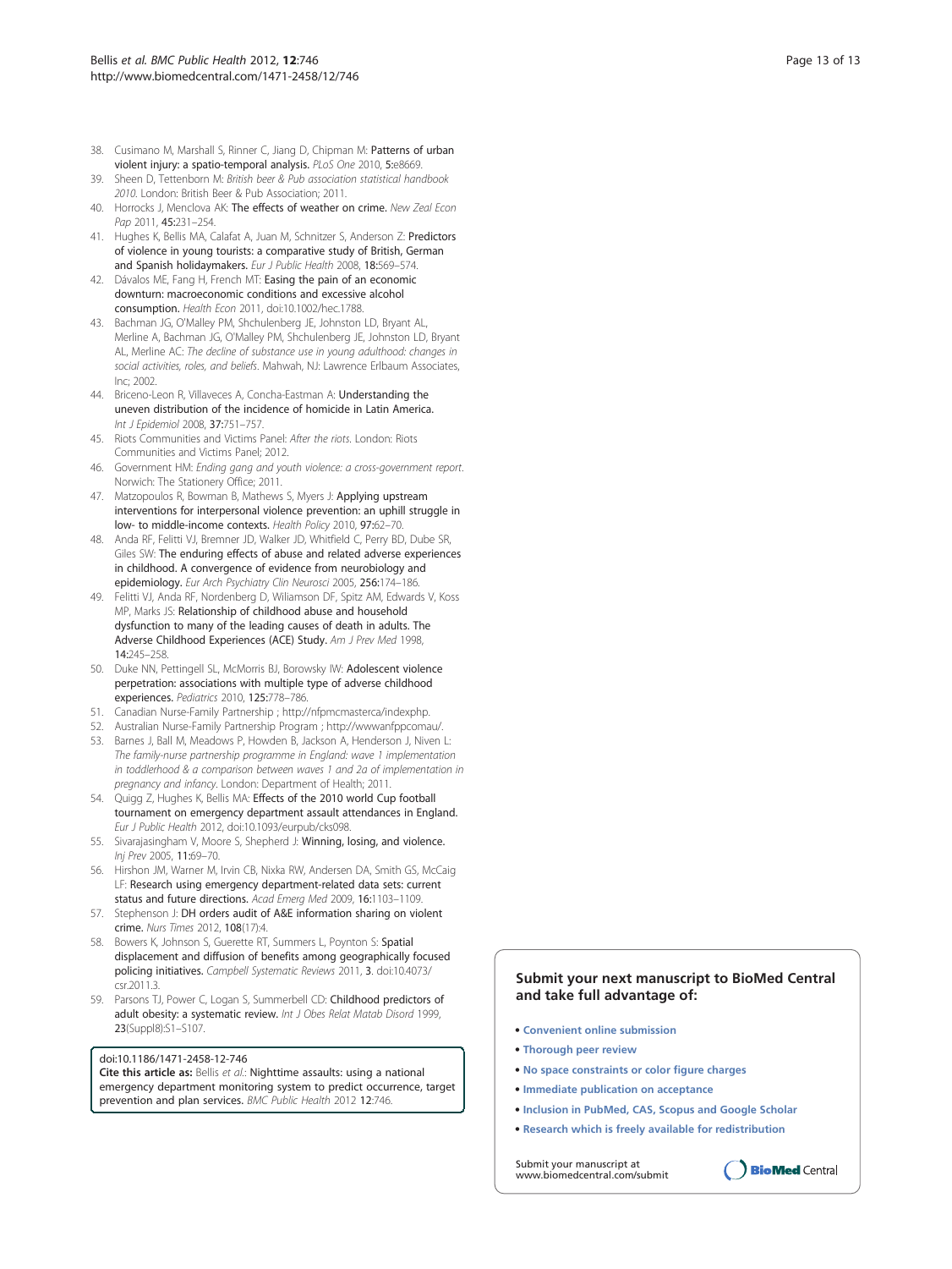38. Cusimano M, Marshall S, Rinner C, Jiang D, Chipman M: **Patterns of urban violent injury: a spatio-temporal analysis.** *PLoS One* 2010, **5:**e8669.
39. Sheen D, Tettenborn M: *British beer & Pub association statistical handbook 2010*. London: British Beer & Pub Association; 2011.
40. Horrocks J, Menclova AK: **The effects of weather on crime.** *New Zeal Econ Pap* 2011, **45:**231–254.
41. Hughes K, Bellis MA, Calafat A, Juan M, Schnitzer S, Anderson Z: **Predictors of violence in young tourists: a comparative study of British, German and Spanish holidaymakers.** *Eur J Public Health* 2008, **18:**569–574.
42. Dávalos ME, Fang H, French MT: **Easing the pain of an economic downturn: macroeconomic conditions and excessive alcohol consumption.** *Health Econ* 2011, doi:10.1002/hec.1788.
43. Bachman JG, O'Malley PM, Shchulenberg JE, Johnston LD, Bryant AL, Merline A, Bachman JG, O'Malley PM, Shchulenberg JE, Johnston LD, Bryant AL, Merline AC: *The decline of substance use in young adulthood: changes in social activities, roles, and beliefs*. Mahwah, NJ: Lawrence Erlbaum Associates, Inc; 2002.
44. Briceno-Leon R, Villaveces A, Concha-Eastman A: **Understanding the uneven distribution of the incidence of homicide in Latin America.** *Int J Epidemiol* 2008, **37:**751–757.
45. Riots Communities and Victims Panel: *After the riots*. London: Riots Communities and Victims Panel; 2012.
46. Government HM: *Ending gang and youth violence: a cross-government report*. Norwich: The Stationery Office; 2011.
47. Matzopoulos R, Bowman B, Mathews S, Myers J: **Applying upstream interventions for interpersonal violence prevention: an uphill struggle in low- to middle-income contexts.** *Health Policy* 2010, **97:**62–70.
48. Anda RF, Felitti VJ, Bremner JD, Walker JD, Whitfield C, Perry BD, Dube SR, Giles SW: **The enduring effects of abuse and related adverse experiences in childhood. A convergence of evidence from neurobiology and epidemiology.** *Eur Arch Psychiatry Clin Neurosci* 2005, **256:**174–186.
49. Felitti VJ, Anda RF, Nordenberg D, Wiliamson DF, Spitz AM, Edwards V, Koss MP, Marks JS: **Relationship of childhood abuse and household dysfunction to many of the leading causes of death in adults. The Adverse Childhood Experiences (ACE) Study.** *Am J Prev Med* 1998, **14:**245–258.
50. Duke NN, Pettingell SL, McMorris BJ, Borowsky IW: **Adolescent violence perpetration: associations with multiple type of adverse childhood experiences.** *Pediatrics* 2010, **125:**778–786.
51. Canadian Nurse-Family Partnership ; http://nfpmcmasterca/indexphp.
52. Australian Nurse-Family Partnership Program ; http://wwwanfppcomau/.
53. Barnes J, Ball M, Meadows P, Howden B, Jackson A, Henderson J, Niven L: *The family-nurse partnership programme in England: wave 1 implementation in toddlerhood & a comparison between waves 1 and 2a of implementation in pregnancy and infancy*. London: Department of Health; 2011.
54. Quigg Z, Hughes K, Bellis MA: **Effects of the 2010 world Cup football tournament on emergency department assault attendances in England.** *Eur J Public Health* 2012, doi:10.1093/eurpub/cks098.
55. Sivarajasingham V, Moore S, Shepherd J: **Winning, losing, and violence.** *Inj Prev* 2005, **11:**69–70.
56. Hirshon JM, Warner M, Irvin CB, Nixka RW, Andersen DA, Smith GS, McCaig LF: **Research using emergency department-related data sets: current status and future directions.** *Acad Emerg Med* 2009, **16:**1103–1109.
57. Stephenson J: **DH orders audit of A&E information sharing on violent crime.** *Nurs Times* 2012, **108**(17):4.
58. Bowers K, Johnson S, Guerette RT, Summers L, Poynton S: **Spatial displacement and diffusion of benefits among geographically focused policing initiatives.** *Campbell Systematic Reviews* 2011, **3**. doi:10.4073/csr.2011.3.
59. Parsons TJ, Power C, Logan S, Summerbell CD: **Childhood predictors of adult obesity: a systematic review.** *Int J Obes Relat Matab Disord* 1999, **23**(Suppl8):S1–S107.

doi:10.1186/1471-2458-12-746
**Cite this article as:** Bellis *et al.*: Nighttime assaults: using a national emergency department monitoring system to predict occurrence, target prevention and plan services. *BMC Public Health* 2012 **12**:746.

**Submit your next manuscript to BioMed Central and take full advantage of:**

- **Convenient online submission**
- **Thorough peer review**
- **No space constraints or color figure charges**
- **Immediate publication on acceptance**
- **Inclusion in PubMed, CAS, Scopus and Google Scholar**
- **Research which is freely available for redistribution**

Submit your manuscript at
www.biomedcentral.com/submit